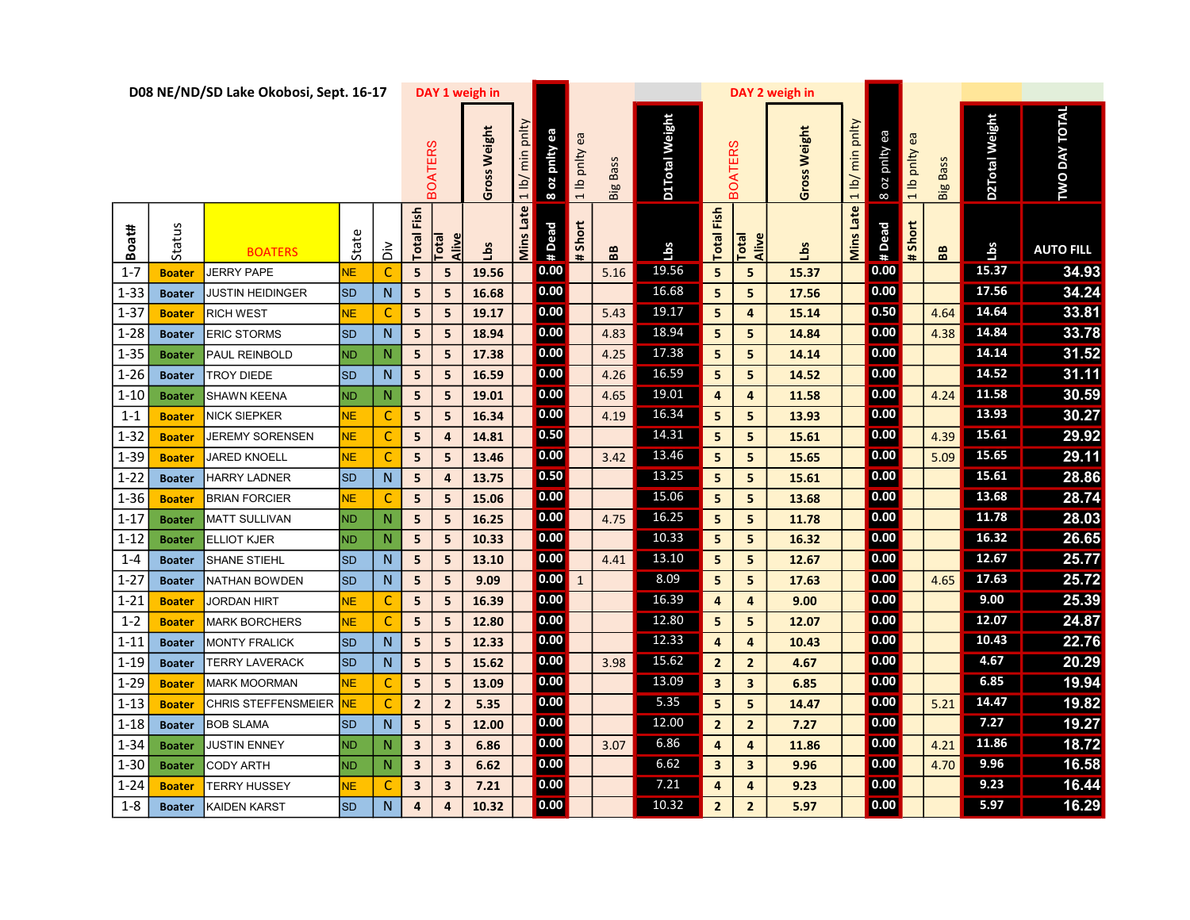## D08 NE/ND/SD Lake Okobosi, Sept. 16-17

| | | | | | DAY 1 weigh in | | | | | | | | DAY 2 weigh in | | | | | | | | |
|---|---|---|---|---|---|---|---|---|---|---|---|---|---|---|---|---|---|---|---|---|---|
| | | | | | BOATERS | | Gross Weight | 1 lb/ min pnlty | 8 oz pnlty ea | 1 lb pnlty ea | Big Bass | D1Total Weight | BOATERS | | Gross Weight | 1 lb/ min pnlty | 8 oz pnlty ea | 1 lb pnlty ea | Big Bass | D2Total Weight | TWO DAY TOTAL |
| Boat# | Status | BOATERS | State | Div | Total Fish | Total Alive | Lbs | Mins Late | # Dead | # Short | BB | Lbs | Total Fish | Total Alive | Lbs | Mins Late | # Dead | # Short | BB | Lbs | AUTO FILL |
| 1-7 | Boater | JERRY PAPE | NE | C | 5 | 5 | 19.56 | | 0.00 | | 5.16 | 19.56 | 5 | 5 | 15.37 | | 0.00 | | | 15.37 | 34.93 |
| 1-33 | Boater | JUSTIN HEIDINGER | SD | N | 5 | 5 | 16.68 | | 0.00 | | | 16.68 | 5 | 5 | 17.56 | | 0.00 | | | 17.56 | 34.24 |
| 1-37 | Boater | RICH WEST | NE | C | 5 | 5 | 19.17 | | 0.00 | | 5.43 | 19.17 | 5 | 4 | 15.14 | | 0.50 | | 4.64 | 14.64 | 33.81 |
| 1-28 | Boater | ERIC STORMS | SD | N | 5 | 5 | 18.94 | | 0.00 | | 4.83 | 18.94 | 5 | 5 | 14.84 | | 0.00 | | 4.38 | 14.84 | 33.78 |
| 1-35 | Boater | PAUL REINBOLD | ND | N | 5 | 5 | 17.38 | | 0.00 | | 4.25 | 17.38 | 5 | 5 | 14.14 | | 0.00 | | | 14.14 | 31.52 |
| 1-26 | Boater | TROY DIEDE | SD | N | 5 | 5 | 16.59 | | 0.00 | | 4.26 | 16.59 | 5 | 5 | 14.52 | | 0.00 | | | 14.52 | 31.11 |
| 1-10 | Boater | SHAWN KEENA | ND | N | 5 | 5 | 19.01 | | 0.00 | | 4.65 | 19.01 | 4 | 4 | 11.58 | | 0.00 | | 4.24 | 11.58 | 30.59 |
| 1-1 | Boater | NICK SIEPKER | NE | C | 5 | 5 | 16.34 | | 0.00 | | 4.19 | 16.34 | 5 | 5 | 13.93 | | 0.00 | | | 13.93 | 30.27 |
| 1-32 | Boater | JEREMY SORENSEN | NE | C | 5 | 4 | 14.81 | | 0.50 | | | 14.31 | 5 | 5 | 15.61 | | 0.00 | | 4.39 | 15.61 | 29.92 |
| 1-39 | Boater | JARED KNOELL | NE | C | 5 | 5 | 13.46 | | 0.00 | | 3.42 | 13.46 | 5 | 5 | 15.65 | | 0.00 | | 5.09 | 15.65 | 29.11 |
| 1-22 | Boater | HARRY LADNER | SD | N | 5 | 4 | 13.75 | | 0.50 | | | 13.25 | 5 | 5 | 15.61 | | 0.00 | | | 15.61 | 28.86 |
| 1-36 | Boater | BRIAN FORCIER | NE | C | 5 | 5 | 15.06 | | 0.00 | | | 15.06 | 5 | 5 | 13.68 | | 0.00 | | | 13.68 | 28.74 |
| 1-17 | Boater | MATT SULLIVAN | ND | N | 5 | 5 | 16.25 | | 0.00 | | 4.75 | 16.25 | 5 | 5 | 11.78 | | 0.00 | | | 11.78 | 28.03 |
| 1-12 | Boater | ELLIOT KJER | ND | N | 5 | 5 | 10.33 | | 0.00 | | | 10.33 | 5 | 5 | 16.32 | | 0.00 | | | 16.32 | 26.65 |
| 1-4 | Boater | SHANE STIEHL | SD | N | 5 | 5 | 13.10 | | 0.00 | | 4.41 | 13.10 | 5 | 5 | 12.67 | | 0.00 | | | 12.67 | 25.77 |
| 1-27 | Boater | NATHAN BOWDEN | SD | N | 5 | 5 | 9.09 | | 0.00 | 1 | | 8.09 | 5 | 5 | 17.63 | | 0.00 | | 4.65 | 17.63 | 25.72 |
| 1-21 | Boater | JORDAN HIRT | NE | C | 5 | 5 | 16.39 | | 0.00 | | | 16.39 | 4 | 4 | 9.00 | | 0.00 | | | 9.00 | 25.39 |
| 1-2 | Boater | MARK BORCHERS | NE | C | 5 | 5 | 12.80 | | 0.00 | | | 12.80 | 5 | 5 | 12.07 | | 0.00 | | | 12.07 | 24.87 |
| 1-11 | Boater | MONTY FRALICK | SD | N | 5 | 5 | 12.33 | | 0.00 | | | 12.33 | 4 | 4 | 10.43 | | 0.00 | | | 10.43 | 22.76 |
| 1-19 | Boater | TERRY LAVERACK | SD | N | 5 | 5 | 15.62 | | 0.00 | | 3.98 | 15.62 | 2 | 2 | 4.67 | | 0.00 | | | 4.67 | 20.29 |
| 1-29 | Boater | MARK MOORMAN | NE | C | 5 | 5 | 13.09 | | 0.00 | | | 13.09 | 3 | 3 | 6.85 | | 0.00 | | | 6.85 | 19.94 |
| 1-13 | Boater | CHRIS STEFFENSMEIER | NE | C | 2 | 2 | 5.35 | | 0.00 | | | 5.35 | 5 | 5 | 14.47 | | 0.00 | | 5.21 | 14.47 | 19.82 |
| 1-18 | Boater | BOB SLAMA | SD | N | 5 | 5 | 12.00 | | 0.00 | | | 12.00 | 2 | 2 | 7.27 | | 0.00 | | | 7.27 | 19.27 |
| 1-34 | Boater | JUSTIN ENNEY | ND | N | 3 | 3 | 6.86 | | 0.00 | | 3.07 | 6.86 | 4 | 4 | 11.86 | | 0.00 | | 4.21 | 11.86 | 18.72 |
| 1-30 | Boater | CODY ARTH | ND | N | 3 | 3 | 6.62 | | 0.00 | | | 6.62 | 3 | 3 | 9.96 | | 0.00 | | 4.70 | 9.96 | 16.58 |
| 1-24 | Boater | TERRY HUSSEY | NE | C | 3 | 3 | 7.21 | | 0.00 | | | 7.21 | 4 | 4 | 9.23 | | 0.00 | | | 9.23 | 16.44 |
| 1-8 | Boater | KAIDEN KARST | SD | N | 4 | 4 | 10.32 | | 0.00 | | | 10.32 | 2 | 2 | 5.97 | | 0.00 | | | 5.97 | 16.29 |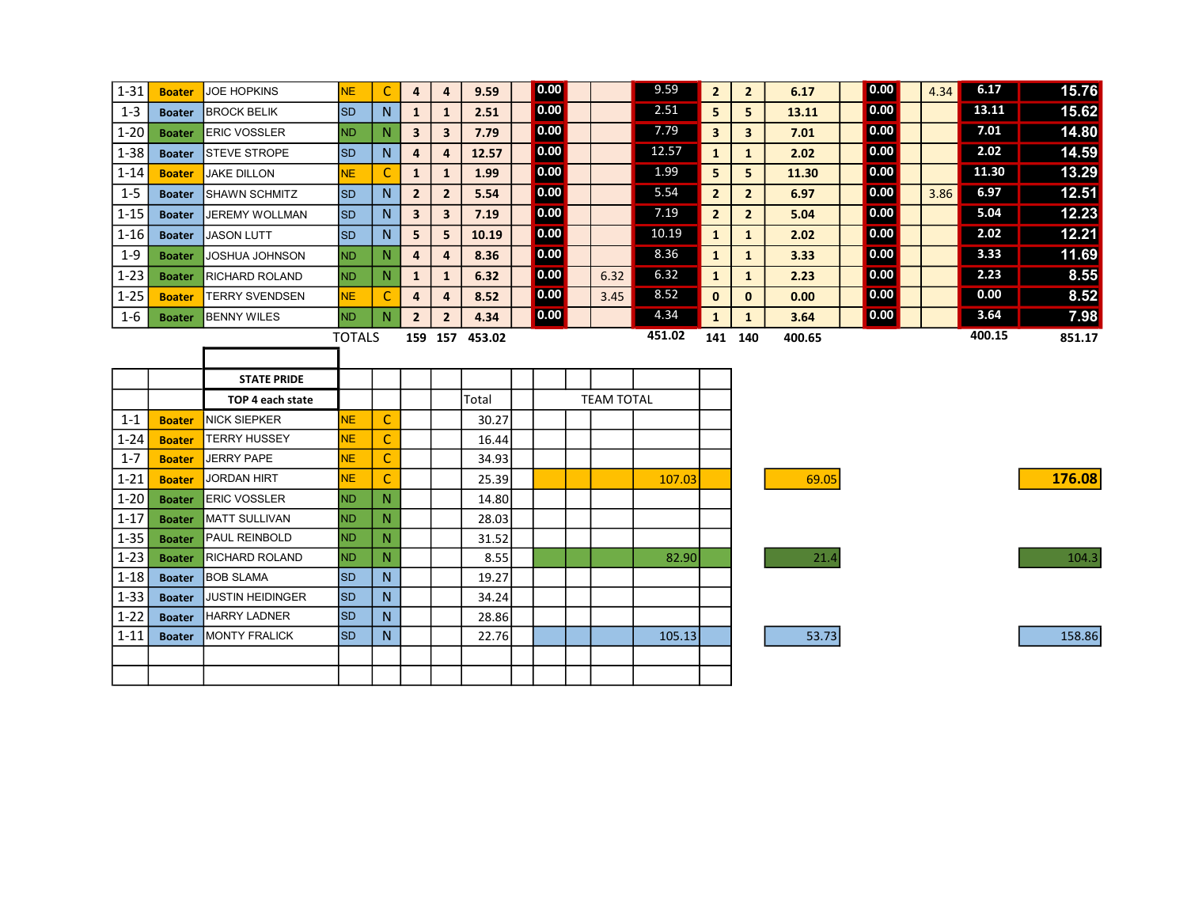| | | | | | | | | | | | | | | | | | | | | | |
|---|---|---|---|---|---|---|---|---|---|---|---|---|---|---|---|---|---|---|---|---|---|
| 1-31 | Boater | JOE HOPKINS | NE | C | 4 | 4 | 9.59 | | 0.00 | | | 9.59 | 2 | 2 | 6.17 | | 0.00 | | 4.34 | 6.17 | 15.76 |
| 1-3 | Boater | BROCK BELIK | SD | N | 1 | 1 | 2.51 | | 0.00 | | | 2.51 | 5 | 5 | 13.11 | | 0.00 | | | 13.11 | 15.62 |
| 1-20 | Boater | ERIC VOSSLER | ND | N | 3 | 3 | 7.79 | | 0.00 | | | 7.79 | 3 | 3 | 7.01 | | 0.00 | | | 7.01 | 14.80 |
| 1-38 | Boater | STEVE STROPE | SD | N | 4 | 4 | 12.57 | | 0.00 | | | 12.57 | 1 | 1 | 2.02 | | 0.00 | | | 2.02 | 14.59 |
| 1-14 | Boater | JAKE DILLON | NE | C | 1 | 1 | 1.99 | | 0.00 | | | 1.99 | 5 | 5 | 11.30 | | 0.00 | | | 11.30 | 13.29 |
| 1-5 | Boater | SHAWN SCHMITZ | SD | N | 2 | 2 | 5.54 | | 0.00 | | | 5.54 | 2 | 2 | 6.97 | | 0.00 | | 3.86 | 6.97 | 12.51 |
| 1-15 | Boater | JEREMY WOLLMAN | SD | N | 3 | 3 | 7.19 | | 0.00 | | | 7.19 | 2 | 2 | 5.04 | | 0.00 | | | 5.04 | 12.23 |
| 1-16 | Boater | JASON LUTT | SD | N | 5 | 5 | 10.19 | | 0.00 | | | 10.19 | 1 | 1 | 2.02 | | 0.00 | | | 2.02 | 12.21 |
| 1-9 | Boater | JOSHUA JOHNSON | ND | N | 4 | 4 | 8.36 | | 0.00 | | | 8.36 | 1 | 1 | 3.33 | | 0.00 | | | 3.33 | 11.69 |
| 1-23 | Boater | RICHARD ROLAND | ND | N | 1 | 1 | 6.32 | | 0.00 | | 6.32 | 6.32 | 1 | 1 | 2.23 | | 0.00 | | | 2.23 | 8.55 |
| 1-25 | Boater | TERRY SVENDSEN | NE | C | 4 | 4 | 8.52 | | 0.00 | | 3.45 | 8.52 | 0 | 0 | 0.00 | | 0.00 | | | 0.00 | 8.52 |
| 1-6 | Boater | BENNY WILES | ND | N | 2 | 2 | 4.34 | | 0.00 | | | 4.34 | 1 | 1 | 3.64 | | 0.00 | | | 3.64 | 7.98 |
| | | | TOTALS | | 159 | 157 | 453.02 | | | | | 451.02 | 141 | 140 | 400.65 | | | | | 400.15 | 851.17 |

| | | STATE PRIDE | | | | | | | | | | | | |
|---|---|---|---|---|---|---|---|---|---|---|---|---|---|---|
| | | TOP 4 each state | | | | | Total | TEAM TOTAL | | | | | | |
| 1-1 | Boater | NICK SIEPKER | NE | C | | | 30.27 | | | | | | | |
| 1-24 | Boater | TERRY HUSSEY | NE | C | | | 16.44 | | | | | | | |
| 1-7 | Boater | JERRY PAPE | NE | C | | | 34.93 | | | | | | | |
| 1-21 | Boater | JORDAN HIRT | NE | C | | | 25.39 | | | | 107.03 | | 69.05 | 176.08 |
| 1-20 | Boater | ERIC VOSSLER | ND | N | | | 14.80 | | | | | | | |
| 1-17 | Boater | MATT SULLIVAN | ND | N | | | 28.03 | | | | | | | |
| 1-35 | Boater | PAUL REINBOLD | ND | N | | | 31.52 | | | | | | | |
| 1-23 | Boater | RICHARD ROLAND | ND | N | | | 8.55 | | | | 82.90 | | 21.4 | 104.3 |
| 1-18 | Boater | BOB SLAMA | SD | N | | | 19.27 | | | | | | | |
| 1-33 | Boater | JUSTIN HEIDINGER | SD | N | | | 34.24 | | | | | | | |
| 1-22 | Boater | HARRY LADNER | SD | N | | | 28.86 | | | | | | | |
| 1-11 | Boater | MONTY FRALICK | SD | N | | | 22.76 | | | | 105.13 | | 53.73 | 158.86 |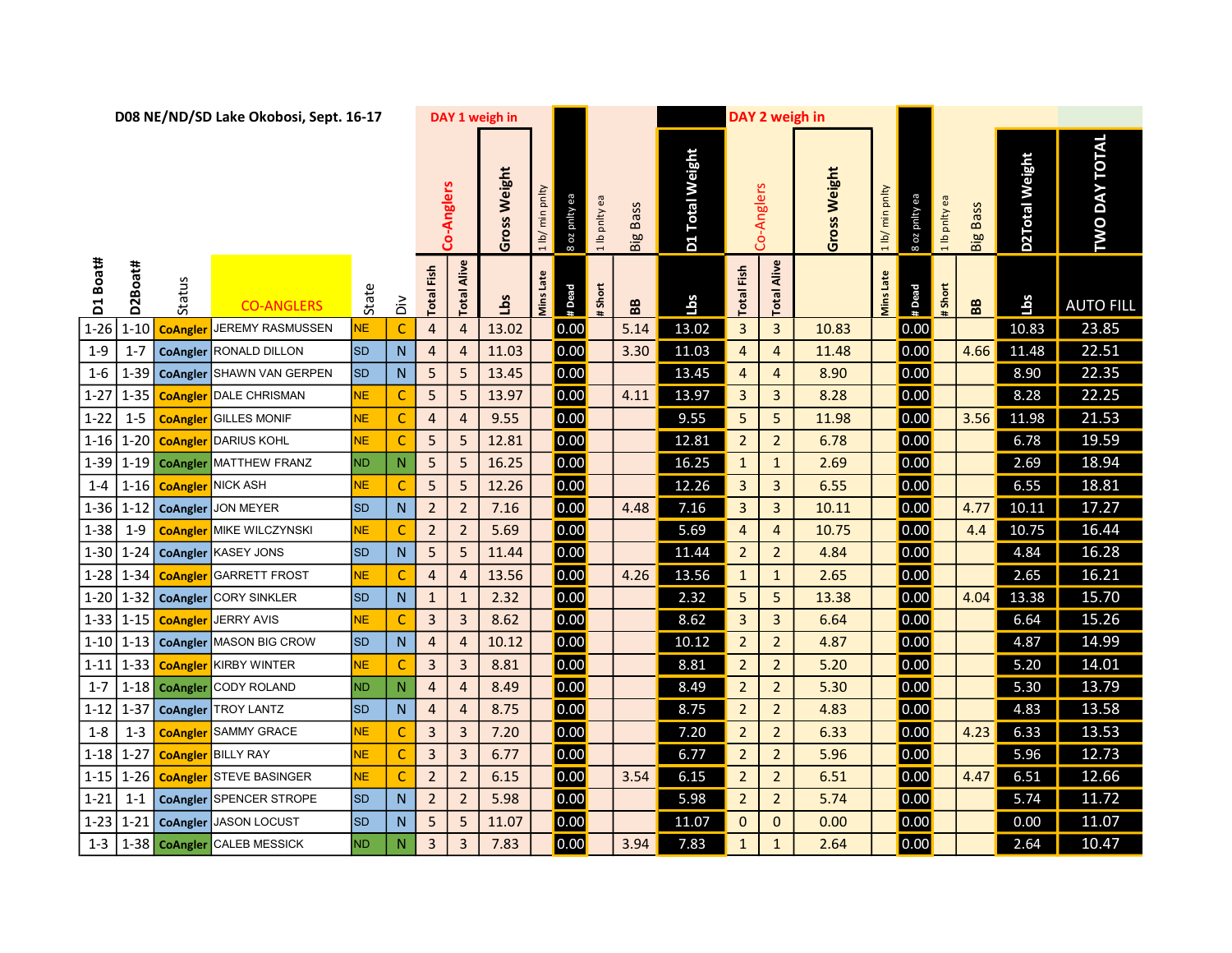**D08 NE/ND/SD Lake Okobosi, Sept. 16-17**

| | | | | | | DAY 1 weigh in | | | | | | | | | DAY 2 weigh in | | | | | | | | | |
|---|---|---|---|---|---|---|---|---|---|---|---|---|---|---|---|---|---|---|---|---|---|---|---|---|
| | | | | | | Co-Anglers | | Gross Weight | 1 lb/ min pnlty | 8 oz pnlty ea | 1 lb pnlty ea | Big Bass | D1 Total Weight | Co-Anglers | | Gross Weight | 1 lb/ min pnlty | 8 oz pnlty ea | 1 lb pnlty ea | Big Bass | D2Total Weight | TWO DAY TOTAL |
| D1 Boat# | D2Boat# | Status | CO-ANGLERS | State | Div | Total Fish | Total Alive | Lbs | Mins Late | # Dead | # Short | BB | Lbs | Total Fish | Total Alive | | Mins Late | # Dead | # Short | BB | Lbs | AUTO FILL |
| 1-26 | 1-10 | CoAngler | JEREMY RASMUSSEN | NE | C | 4 | 4 | 13.02 | | 0.00 | | 5.14 | 13.02 | 3 | 3 | 10.83 | | 0.00 | | | 10.83 | 23.85 |
| 1-9 | 1-7 | CoAngler | RONALD DILLON | SD | N | 4 | 4 | 11.03 | | 0.00 | | 3.30 | 11.03 | 4 | 4 | 11.48 | | 0.00 | | 4.66 | 11.48 | 22.51 |
| 1-6 | 1-39 | CoAngler | SHAWN VAN GERPEN | SD | N | 5 | 5 | 13.45 | | 0.00 | | | 13.45 | 4 | 4 | 8.90 | | 0.00 | | | 8.90 | 22.35 |
| 1-27 | 1-35 | CoAngler | DALE CHRISMAN | NE | C | 5 | 5 | 13.97 | | 0.00 | | 4.11 | 13.97 | 3 | 3 | 8.28 | | 0.00 | | | 8.28 | 22.25 |
| 1-22 | 1-5 | CoAngler | GILLES MONIF | NE | C | 4 | 4 | 9.55 | | 0.00 | | | 9.55 | 5 | 5 | 11.98 | | 0.00 | | 3.56 | 11.98 | 21.53 |
| 1-16 | 1-20 | CoAngler | DARIUS KOHL | NE | C | 5 | 5 | 12.81 | | 0.00 | | | 12.81 | 2 | 2 | 6.78 | | 0.00 | | | 6.78 | 19.59 |
| 1-39 | 1-19 | CoAngler | MATTHEW FRANZ | ND | N | 5 | 5 | 16.25 | | 0.00 | | | 16.25 | 1 | 1 | 2.69 | | 0.00 | | | 2.69 | 18.94 |
| 1-4 | 1-16 | CoAngler | NICK ASH | NE | C | 5 | 5 | 12.26 | | 0.00 | | | 12.26 | 3 | 3 | 6.55 | | 0.00 | | | 6.55 | 18.81 |
| 1-36 | 1-12 | CoAngler | JON MEYER | SD | N | 2 | 2 | 7.16 | | 0.00 | | 4.48 | 7.16 | 3 | 3 | 10.11 | | 0.00 | | 4.77 | 10.11 | 17.27 |
| 1-38 | 1-9 | CoAngler | MIKE WILCZYNSKI | NE | C | 2 | 2 | 5.69 | | 0.00 | | | 5.69 | 4 | 4 | 10.75 | | 0.00 | | 4.4 | 10.75 | 16.44 |
| 1-30 | 1-24 | CoAngler | KASEY JONS | SD | N | 5 | 5 | 11.44 | | 0.00 | | | 11.44 | 2 | 2 | 4.84 | | 0.00 | | | 4.84 | 16.28 |
| 1-28 | 1-34 | CoAngler | GARRETT FROST | NE | C | 4 | 4 | 13.56 | | 0.00 | | 4.26 | 13.56 | 1 | 1 | 2.65 | | 0.00 | | | 2.65 | 16.21 |
| 1-20 | 1-32 | CoAngler | CORY SINKLER | SD | N | 1 | 1 | 2.32 | | 0.00 | | | 2.32 | 5 | 5 | 13.38 | | 0.00 | | 4.04 | 13.38 | 15.70 |
| 1-33 | 1-15 | CoAngler | JERRY AVIS | NE | C | 3 | 3 | 8.62 | | 0.00 | | | 8.62 | 3 | 3 | 6.64 | | 0.00 | | | 6.64 | 15.26 |
| 1-10 | 1-13 | CoAngler | MASON BIG CROW | SD | N | 4 | 4 | 10.12 | | 0.00 | | | 10.12 | 2 | 2 | 4.87 | | 0.00 | | | 4.87 | 14.99 |
| 1-11 | 1-33 | CoAngler | KIRBY WINTER | NE | C | 3 | 3 | 8.81 | | 0.00 | | | 8.81 | 2 | 2 | 5.20 | | 0.00 | | | 5.20 | 14.01 |
| 1-7 | 1-18 | CoAngler | CODY ROLAND | ND | N | 4 | 4 | 8.49 | | 0.00 | | | 8.49 | 2 | 2 | 5.30 | | 0.00 | | | 5.30 | 13.79 |
| 1-12 | 1-37 | CoAngler | TROY LANTZ | SD | N | 4 | 4 | 8.75 | | 0.00 | | | 8.75 | 2 | 2 | 4.83 | | 0.00 | | | 4.83 | 13.58 |
| 1-8 | 1-3 | CoAngler | SAMMY GRACE | NE | C | 3 | 3 | 7.20 | | 0.00 | | | 7.20 | 2 | 2 | 6.33 | | 0.00 | | 4.23 | 6.33 | 13.53 |
| 1-18 | 1-27 | CoAngler | BILLY RAY | NE | C | 3 | 3 | 6.77 | | 0.00 | | | 6.77 | 2 | 2 | 5.96 | | 0.00 | | | 5.96 | 12.73 |
| 1-15 | 1-26 | CoAngler | STEVE BASINGER | NE | C | 2 | 2 | 6.15 | | 0.00 | | 3.54 | 6.15 | 2 | 2 | 6.51 | | 0.00 | | 4.47 | 6.51 | 12.66 |
| 1-21 | 1-1 | CoAngler | SPENCER STROPE | SD | N | 2 | 2 | 5.98 | | 0.00 | | | 5.98 | 2 | 2 | 5.74 | | 0.00 | | | 5.74 | 11.72 |
| 1-23 | 1-21 | CoAngler | JASON LOCUST | SD | N | 5 | 5 | 11.07 | | 0.00 | | | 11.07 | 0 | 0 | 0.00 | | 0.00 | | | 0.00 | 11.07 |
| 1-3 | 1-38 | CoAngler | CALEB MESSICK | ND | N | 3 | 3 | 7.83 | | 0.00 | | 3.94 | 7.83 | 1 | 1 | 2.64 | | 0.00 | | | 2.64 | 10.47 |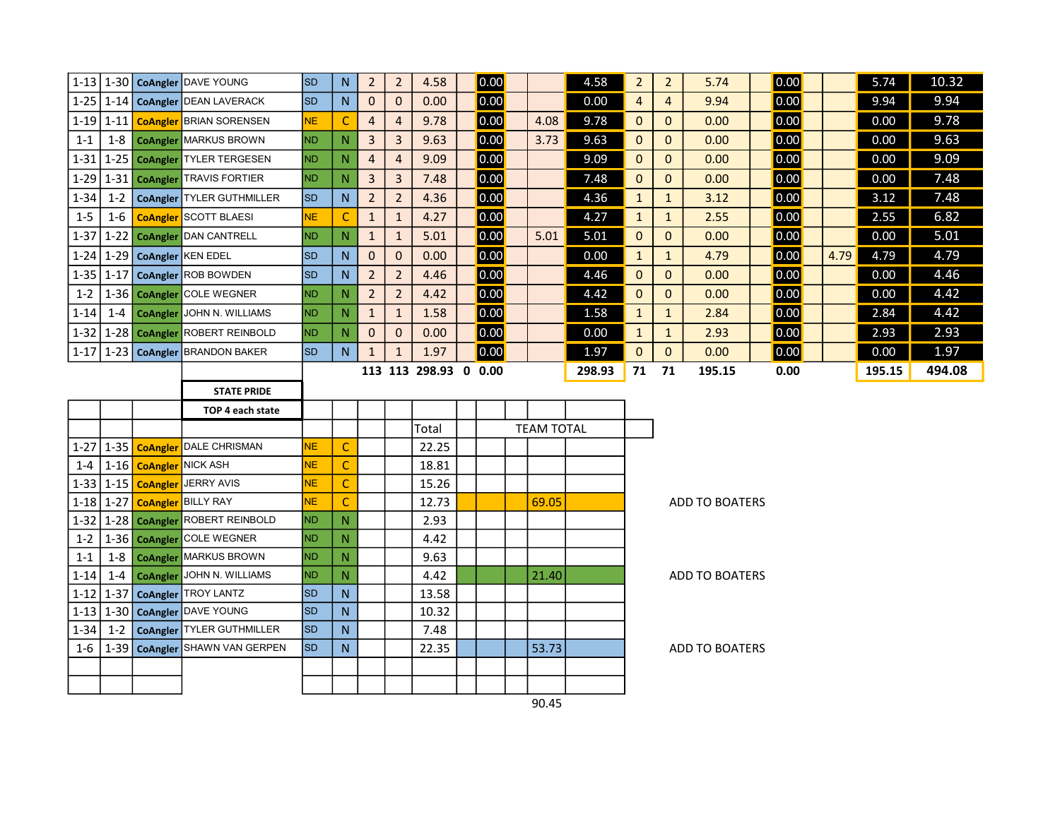| | | | | | | | | | | | | | | | | | | | | | |
|---|---|---|---|---|---|---|---|---|---|---|---|---|---|---|---|---|---|---|---|---|---|
| 1-13 | 1-30 | CoAngler | DAVE YOUNG | SD | N | 2 | 2 | 4.58 | | 0.00 | | | 4.58 | 2 | 2 | 5.74 | | 0.00 | | 5.74 | 10.32 |
| 1-25 | 1-14 | CoAngler | DEAN LAVERACK | SD | N | 0 | 0 | 0.00 | | 0.00 | | | 0.00 | 4 | 4 | 9.94 | | 0.00 | | 9.94 | 9.94 |
| 1-19 | 1-11 | CoAngler | BRIAN SORENSEN | NE | C | 4 | 4 | 9.78 | | 0.00 | | 4.08 | 9.78 | 0 | 0 | 0.00 | | 0.00 | | 0.00 | 9.78 |
| 1-1 | 1-8 | CoAngler | MARKUS BROWN | ND | N | 3 | 3 | 9.63 | | 0.00 | | 3.73 | 9.63 | 0 | 0 | 0.00 | | 0.00 | | 0.00 | 9.63 |
| 1-31 | 1-25 | CoAngler | TYLER TERGESEN | ND | N | 4 | 4 | 9.09 | | 0.00 | | | 9.09 | 0 | 0 | 0.00 | | 0.00 | | 0.00 | 9.09 |
| 1-29 | 1-31 | CoAngler | TRAVIS FORTIER | ND | N | 3 | 3 | 7.48 | | 0.00 | | | 7.48 | 0 | 0 | 0.00 | | 0.00 | | 0.00 | 7.48 |
| 1-34 | 1-2 | CoAngler | TYLER GUTHMILLER | SD | N | 2 | 2 | 4.36 | | 0.00 | | | 4.36 | 1 | 1 | 3.12 | | 0.00 | | 3.12 | 7.48 |
| 1-5 | 1-6 | CoAngler | SCOTT BLAESI | NE | C | 1 | 1 | 4.27 | | 0.00 | | | 4.27 | 1 | 1 | 2.55 | | 0.00 | | 2.55 | 6.82 |
| 1-37 | 1-22 | CoAngler | DAN CANTRELL | ND | N | 1 | 1 | 5.01 | | 0.00 | | 5.01 | 5.01 | 0 | 0 | 0.00 | | 0.00 | | 0.00 | 5.01 |
| 1-24 | 1-29 | CoAngler | KEN EDEL | SD | N | 0 | 0 | 0.00 | | 0.00 | | | 0.00 | 1 | 1 | 4.79 | | 0.00 | 4.79 | 4.79 | 4.79 |
| 1-35 | 1-17 | CoAngler | ROB BOWDEN | SD | N | 2 | 2 | 4.46 | | 0.00 | | | 4.46 | 0 | 0 | 0.00 | | 0.00 | | 0.00 | 4.46 |
| 1-2 | 1-36 | CoAngler | COLE WEGNER | ND | N | 2 | 2 | 4.42 | | 0.00 | | | 4.42 | 0 | 0 | 0.00 | | 0.00 | | 0.00 | 4.42 |
| 1-14 | 1-4 | CoAngler | JOHN N. WILLIAMS | ND | N | 1 | 1 | 1.58 | | 0.00 | | | 1.58 | 1 | 1 | 2.84 | | 0.00 | | 2.84 | 4.42 |
| 1-32 | 1-28 | CoAngler | ROBERT REINBOLD | ND | N | 0 | 0 | 0.00 | | 0.00 | | | 0.00 | 1 | 1 | 2.93 | | 0.00 | | 2.93 | 2.93 |
| 1-17 | 1-23 | CoAngler | BRANDON BAKER | SD | N | 1 | 1 | 1.97 | | 0.00 | | | 1.97 | 0 | 0 | 0.00 | | 0.00 | | 0.00 | 1.97 |
| | | | | | | 113 | 113 | 298.93 | 0 | 0.00 | | | 298.93 | 71 | 71 | 195.15 | | 0.00 | | 195.15 | 494.08 |

**STATE PRIDE**

**TOP 4 each state**

| | | | | | | Total | TEAM TOTAL | |
|---|---|---|---|---|---|---|---|---|
| 1-27 | 1-35 | CoAngler | DALE CHRISMAN | NE | C | 22.25 | | |
| 1-4 | 1-16 | CoAngler | NICK ASH | NE | C | 18.81 | | |
| 1-33 | 1-15 | CoAngler | JERRY AVIS | NE | C | 15.26 | | |
| 1-18 | 1-27 | CoAngler | BILLY RAY | NE | C | 12.73 | 69.05 | ADD TO BOATERS |
| 1-32 | 1-28 | CoAngler | ROBERT REINBOLD | ND | N | 2.93 | | |
| 1-2 | 1-36 | CoAngler | COLE WEGNER | ND | N | 4.42 | | |
| 1-1 | 1-8 | CoAngler | MARKUS BROWN | ND | N | 9.63 | | |
| 1-14 | 1-4 | CoAngler | JOHN N. WILLIAMS | ND | N | 4.42 | 21.40 | ADD TO BOATERS |
| 1-12 | 1-37 | CoAngler | TROY LANTZ | SD | N | 13.58 | | |
| 1-13 | 1-30 | CoAngler | DAVE YOUNG | SD | N | 10.32 | | |
| 1-34 | 1-2 | CoAngler | TYLER GUTHMILLER | SD | N | 7.48 | | |
| 1-6 | 1-39 | CoAngler | SHAWN VAN GERPEN | SD | N | 22.35 | 53.73 | ADD TO BOATERS |
| | | | | | | | 90.45 | |